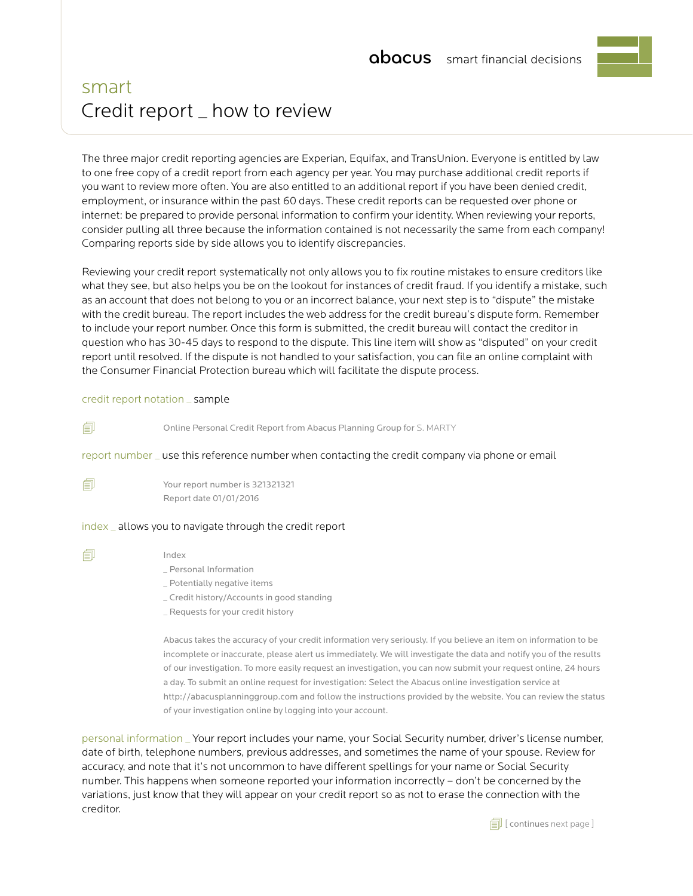abacus smart financial decisions

# smart
# Credit report _ how to review

The three major credit reporting agencies are Experian, Equifax, and TransUnion. Everyone is entitled by law to one free copy of a credit report from each agency per year. You may purchase additional credit reports if you want to review more often. You are also entitled to an additional report if you have been denied credit, employment, or insurance within the past 60 days. These credit reports can be requested over phone or internet: be prepared to provide personal information to confirm your identity. When reviewing your reports, consider pulling all three because the information contained is not necessarily the same from each company! Comparing reports side by side allows you to identify discrepancies.

Reviewing your credit report systematically not only allows you to fix routine mistakes to ensure creditors like what they see, but also helps you be on the lookout for instances of credit fraud. If you identify a mistake, such as an account that does not belong to you or an incorrect balance, your next step is to "dispute" the mistake with the credit bureau. The report includes the web address for the credit bureau's dispute form. Remember to include your report number. Once this form is submitted, the credit bureau will contact the creditor in question who has 30-45 days to respond to the dispute. This line item will show as "disputed" on your credit report until resolved. If the dispute is not handled to your satisfaction, you can file an online complaint with the Consumer Financial Protection bureau which will facilitate the dispute process.

## credit report notation _ sample

Online Personal Credit Report from Abacus Planning Group for S. MARTY

**report number** _ use this reference number when contacting the credit company via phone or email

Your report number is 321321321
Report date 01/01/2016

**index** _ allows you to navigate through the credit report

Index
_ Personal Information
_ Potentially negative items
_ Credit history/Accounts in good standing
_ Requests for your credit history

Abacus takes the accuracy of your credit information very seriously. If you believe an item on information to be incomplete or inaccurate, please alert us immediately. We will investigate the data and notify you of the results of our investigation. To more easily request an investigation, you can now submit your request online, 24 hours a day. To submit an online request for investigation: Select the Abacus online investigation service at http://abacusplanninggroup.com and follow the instructions provided by the website. You can review the status of your investigation online by logging into your account.

**personal information** _ Your report includes your name, your Social Security number, driver's license number, date of birth, telephone numbers, previous addresses, and sometimes the name of your spouse. Review for accuracy, and note that it's not uncommon to have different spellings for your name or Social Security number. This happens when someone reported your information incorrectly – don't be concerned by the variations, just know that they will appear on your credit report so as not to erase the connection with the creditor.

[ continues next page ]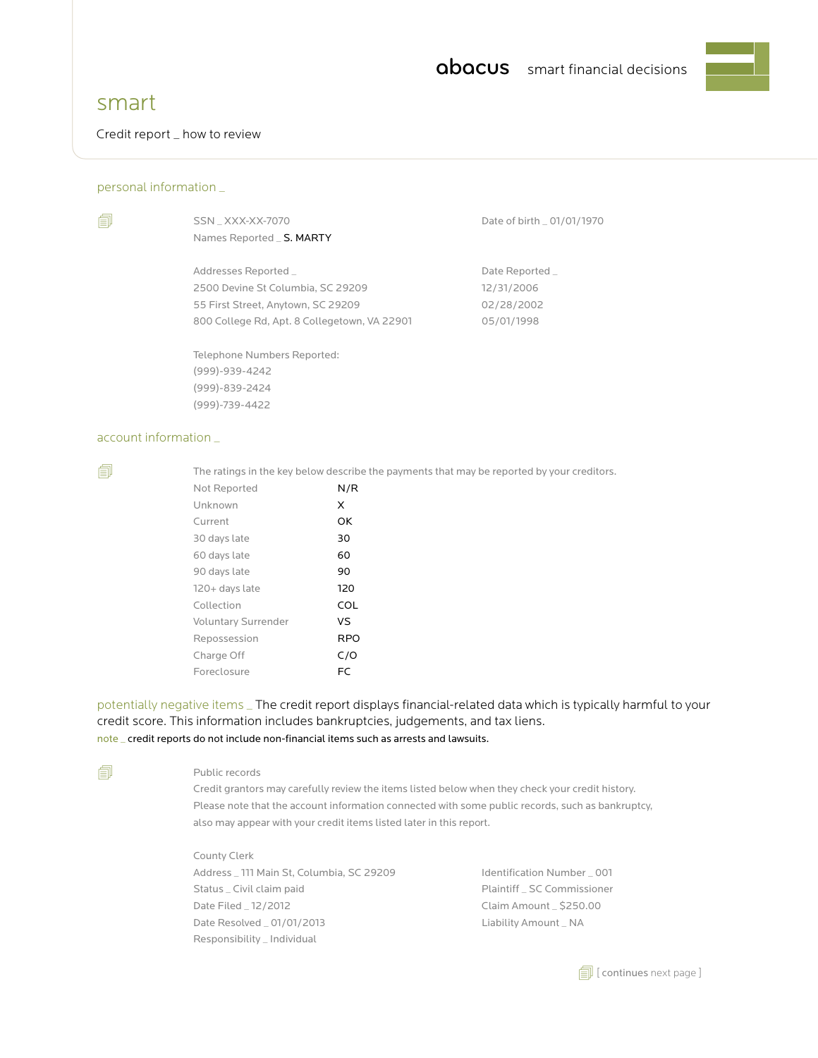abacus smart financial decisions

# smart

Credit report _ how to review

## personal information _

SSN _ XXX-XX-7070

Date of birth _ 01/01/1970

Names Reported _ **S. MARTY**

| Addresses Reported _ | Date Reported _ |
|---|---|
| 2500 Devine St Columbia, SC 29209 | 12/31/2006 |
| 55 First Street, Anytown, SC 29209 | 02/28/2002 |
| 800 College Rd, Apt. 8 Collegetown, VA 22901 | 05/01/1998 |

Telephone Numbers Reported:
(999)-939-4242
(999)-839-2424
(999)-739-4422

## account information _

The ratings in the key below describe the payments that may be reported by your creditors.

| Rating | Code |
|---|---|
| Not Reported | N/R |
| Unknown | X |
| Current | OK |
| 30 days late | 30 |
| 60 days late | 60 |
| 90 days late | 90 |
| 120+ days late | 120 |
| Collection | COL |
| Voluntary Surrender | VS |
| Repossession | RPO |
| Charge Off | C/O |
| Foreclosure | FC |

## potentially negative items _

The credit report displays financial-related data which is typically harmful to your credit score. This information includes bankruptcies, judgements, and tax liens.

note _ credit reports do not include non-financial items such as arrests and lawsuits.

Public records

Credit grantors may carefully review the items listed below when they check your credit history. Please note that the account information connected with some public records, such as bankruptcy, also may appear with your credit items listed later in this report.

County Clerk

Address _ 111 Main St, Columbia, SC 29209
Status _ Civil claim paid
Date Filed _ 12/2012
Date Resolved _ 01/01/2013
Responsibility _ Individual

Identification Number _ 001
Plaintiff _ SC Commissioner
Claim Amount _ $250.00
Liability Amount _ NA

[ continues next page ]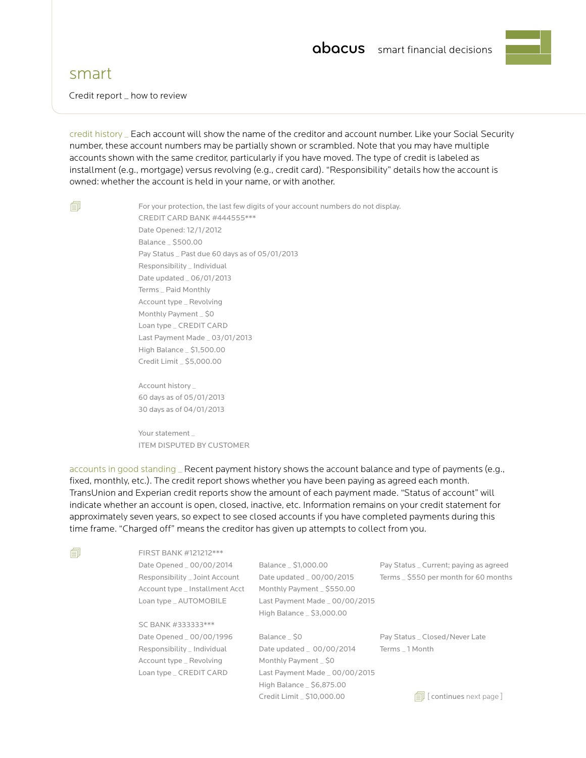abacus smart financial decisions

# smart

Credit report _ how to review

**credit history _** Each account will show the name of the creditor and account number. Like your Social Security number, these account numbers may be partially shown or scrambled. Note that you may have multiple accounts shown with the same creditor, particularly if you have moved. The type of credit is labeled as installment (e.g., mortgage) versus revolving (e.g., credit card). "Responsibility" details how the account is owned: whether the account is held in your name, or with another.

For your protection, the last few digits of your account numbers do not display.
CREDIT CARD BANK #444555***
Date Opened: 12/1/2012
Balance _ $500.00
Pay Status _ Past due 60 days as of 05/01/2013
Responsibility _ Individual
Date updated _ 06/01/2013
Terms _ Paid Monthly
Account type _ Revolving
Monthly Payment _ $0
Loan type _ CREDIT CARD
Last Payment Made _ 03/01/2013
High Balance _ $1,500.00
Credit Limit _ $5,000.00

Account history _
60 days as of 05/01/2013
30 days as of 04/01/2013

Your statement _
ITEM DISPUTED BY CUSTOMER

**accounts in good standing _** Recent payment history shows the account balance and type of payments (e.g., fixed, monthly, etc.). The credit report shows whether you have been paying as agreed each month. TransUnion and Experian credit reports show the amount of each payment made. "Status of account" will indicate whether an account is open, closed, inactive, etc. Information remains on your credit statement for approximately seven years, so expect to see closed accounts if you have completed payments during this time frame. "Charged off" means the creditor has given up attempts to collect from you.

FIRST BANK #121212***
Date Opened _ 00/00/2014
Responsibility _ Joint Account
Account type _ Installment Acct
Loan type _ AUTOMOBILE
Balance _ $1,000.00
Date updated _ 00/00/2015
Monthly Payment _ $550.00
Last Payment Made _ 00/00/2015
High Balance _ $3,000.00
Pay Status _ Current; paying as agreed
Terms _ $550 per month for 60 months

SC BANK #333333***
Date Opened _ 00/00/1996
Responsibility _ Individual
Account type _ Revolving
Loan type _ CREDIT CARD
Balance _ $0
Date updated _ 00/00/2014
Monthly Payment _ $0
Last Payment Made _ 00/00/2015
High Balance _ $6,875.00
Credit Limit _ $10,000.00
Pay Status _ Closed/Never Late
Terms _ 1 Month

[ continues next page ]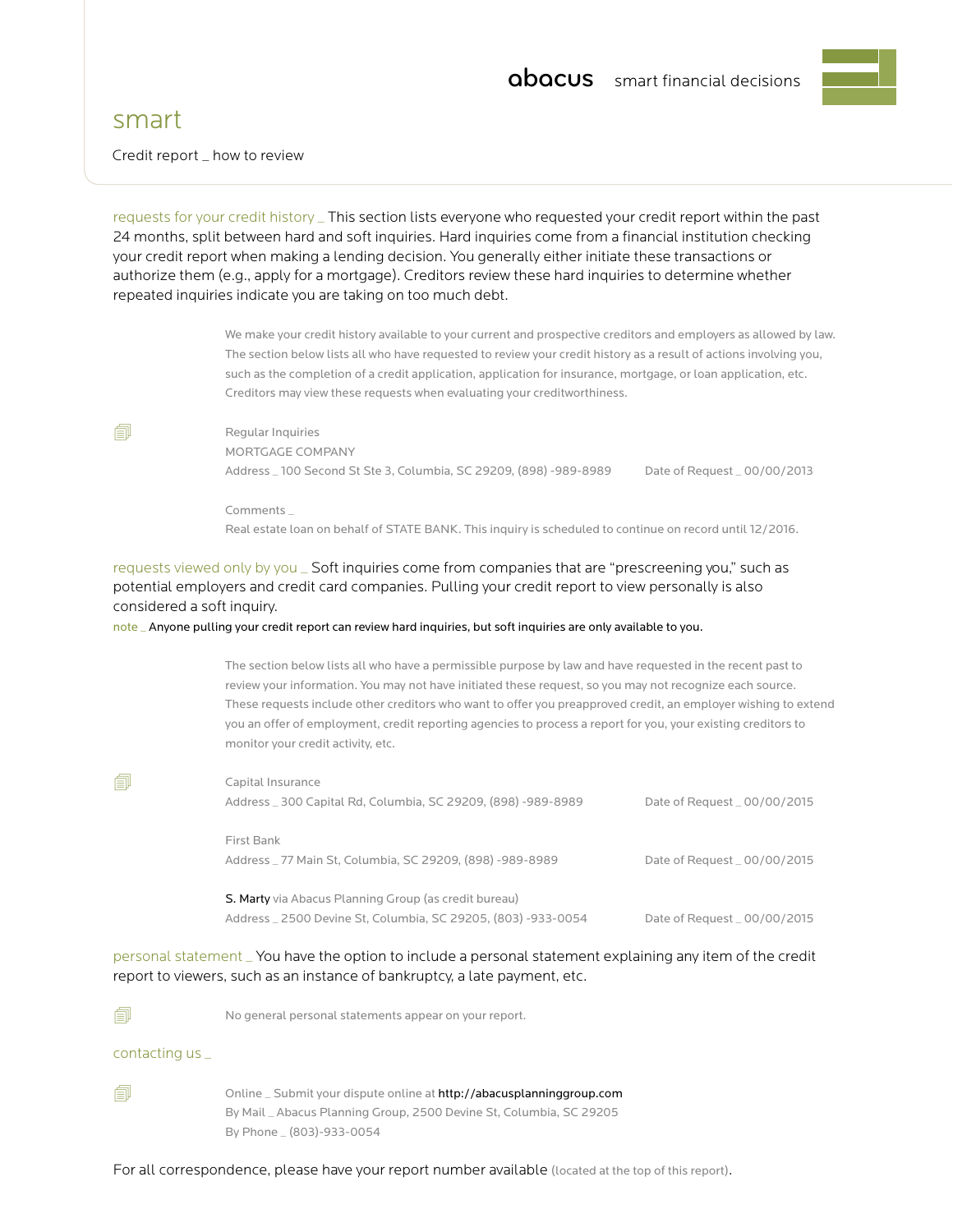abacus smart financial decisions

# smart

Credit report _ how to review

requests for your credit history _ This section lists everyone who requested your credit report within the past 24 months, split between hard and soft inquiries. Hard inquiries come from a financial institution checking your credit report when making a lending decision. You generally either initiate these transactions or authorize them (e.g., apply for a mortgage). Creditors review these hard inquiries to determine whether repeated inquiries indicate you are taking on too much debt.

We make your credit history available to your current and prospective creditors and employers as allowed by law. The section below lists all who have requested to review your credit history as a result of actions involving you, such as the completion of a credit application, application for insurance, mortgage, or loan application, etc. Creditors may view these requests when evaluating your creditworthiness.

Regular Inquiries
MORTGAGE COMPANY
Address _ 100 Second St Ste 3, Columbia, SC 29209, (898) -989-8989 Date of Request _ 00/00/2013

Comments _
Real estate loan on behalf of STATE BANK. This inquiry is scheduled to continue on record until 12/2016.

requests viewed only by you _ Soft inquiries come from companies that are "prescreening you," such as potential employers and credit card companies. Pulling your credit report to view personally is also considered a soft inquiry.

note _ Anyone pulling your credit report can review hard inquiries, but soft inquiries are only available to you.

The section below lists all who have a permissible purpose by law and have requested in the recent past to review your information. You may not have initiated these request, so you may not recognize each source. These requests include other creditors who want to offer you preapproved credit, an employer wishing to extend you an offer of employment, credit reporting agencies to process a report for you, your existing creditors to monitor your credit activity, etc.

Capital Insurance
Address _ 300 Capital Rd, Columbia, SC 29209, (898) -989-8989 Date of Request _ 00/00/2015

First Bank
Address _ 77 Main St, Columbia, SC 29209, (898) -989-8989 Date of Request _ 00/00/2015

S. Marty via Abacus Planning Group (as credit bureau)
Address _ 2500 Devine St, Columbia, SC 29205, (803) -933-0054 Date of Request _ 00/00/2015

personal statement _ You have the option to include a personal statement explaining any item of the credit report to viewers, such as an instance of bankruptcy, a late payment, etc.

No general personal statements appear on your report.

contacting us _

Online _ Submit your dispute online at http://abacusplanninggroup.com
By Mail _ Abacus Planning Group, 2500 Devine St, Columbia, SC 29205
By Phone _ (803)-933-0054

For all correspondence, please have your report number available (located at the top of this report).